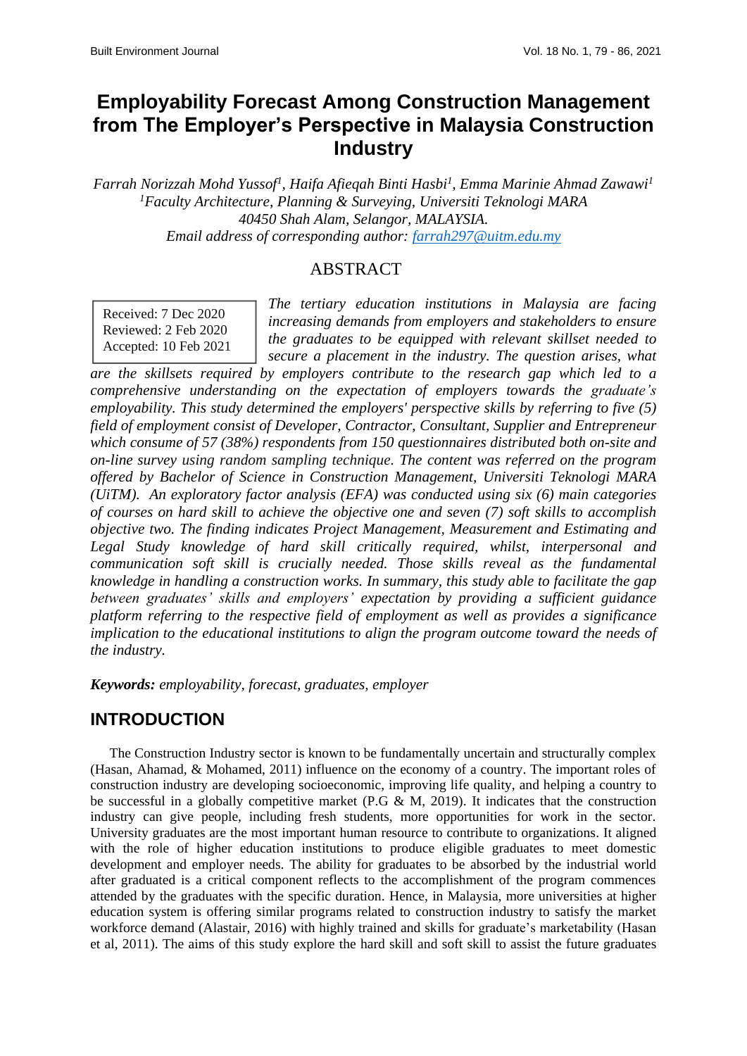# Employability Forecast Among Construction Management from The Employer's Perspective in Malaysia Construction Industry

*Farrah Norizzah Mohd Yussof[1], Haifa Afieqah Binti Hasbi[1], Emma Marinie Ahmad Zawawi[1]*
*[1]Faculty Architecture, Planning & Surveying, Universiti Teknologi MARA*
*40450 Shah Alam, Selangor, MALAYSIA.*
*Email address of corresponding author: farrah297@uitm.edu.my*

## ABSTRACT

Received: 7 Dec 2020
Reviewed: 2 Feb 2020
Accepted: 10 Feb 2021

*The tertiary education institutions in Malaysia are facing increasing demands from employers and stakeholders to ensure the graduates to be equipped with relevant skillset needed to secure a placement in the industry. The question arises, what are the skillsets required by employers contribute to the research gap which led to a comprehensive understanding on the expectation of employers towards the graduate's employability. This study determined the employers' perspective skills by referring to five (5) field of employment consist of Developer, Contractor, Consultant, Supplier and Entrepreneur which consume of 57 (38%) respondents from 150 questionnaires distributed both on-site and on-line survey using random sampling technique. The content was referred on the program offered by Bachelor of Science in Construction Management, Universiti Teknologi MARA (UiTM). An exploratory factor analysis (EFA) was conducted using six (6) main categories of courses on hard skill to achieve the objective one and seven (7) soft skills to accomplish objective two. The finding indicates Project Management, Measurement and Estimating and Legal Study knowledge of hard skill critically required, whilst, interpersonal and communication soft skill is crucially needed. Those skills reveal as the fundamental knowledge in handling a construction works. In summary, this study able to facilitate the gap between graduates' skills and employers' expectation by providing a sufficient guidance platform referring to the respective field of employment as well as provides a significance implication to the educational institutions to align the program outcome toward the needs of the industry.*

***Keywords:*** *employability, forecast, graduates, employer*

## INTRODUCTION

The Construction Industry sector is known to be fundamentally uncertain and structurally complex (Hasan, Ahamad, & Mohamed, 2011) influence on the economy of a country. The important roles of construction industry are developing socioeconomic, improving life quality, and helping a country to be successful in a globally competitive market (P.G & M, 2019). It indicates that the construction industry can give people, including fresh students, more opportunities for work in the sector. University graduates are the most important human resource to contribute to organizations. It aligned with the role of higher education institutions to produce eligible graduates to meet domestic development and employer needs. The ability for graduates to be absorbed by the industrial world after graduated is a critical component reflects to the accomplishment of the program commences attended by the graduates with the specific duration. Hence, in Malaysia, more universities at higher education system is offering similar programs related to construction industry to satisfy the market workforce demand (Alastair, 2016) with highly trained and skills for graduate's marketability (Hasan et al, 2011). The aims of this study explore the hard skill and soft skill to assist the future graduates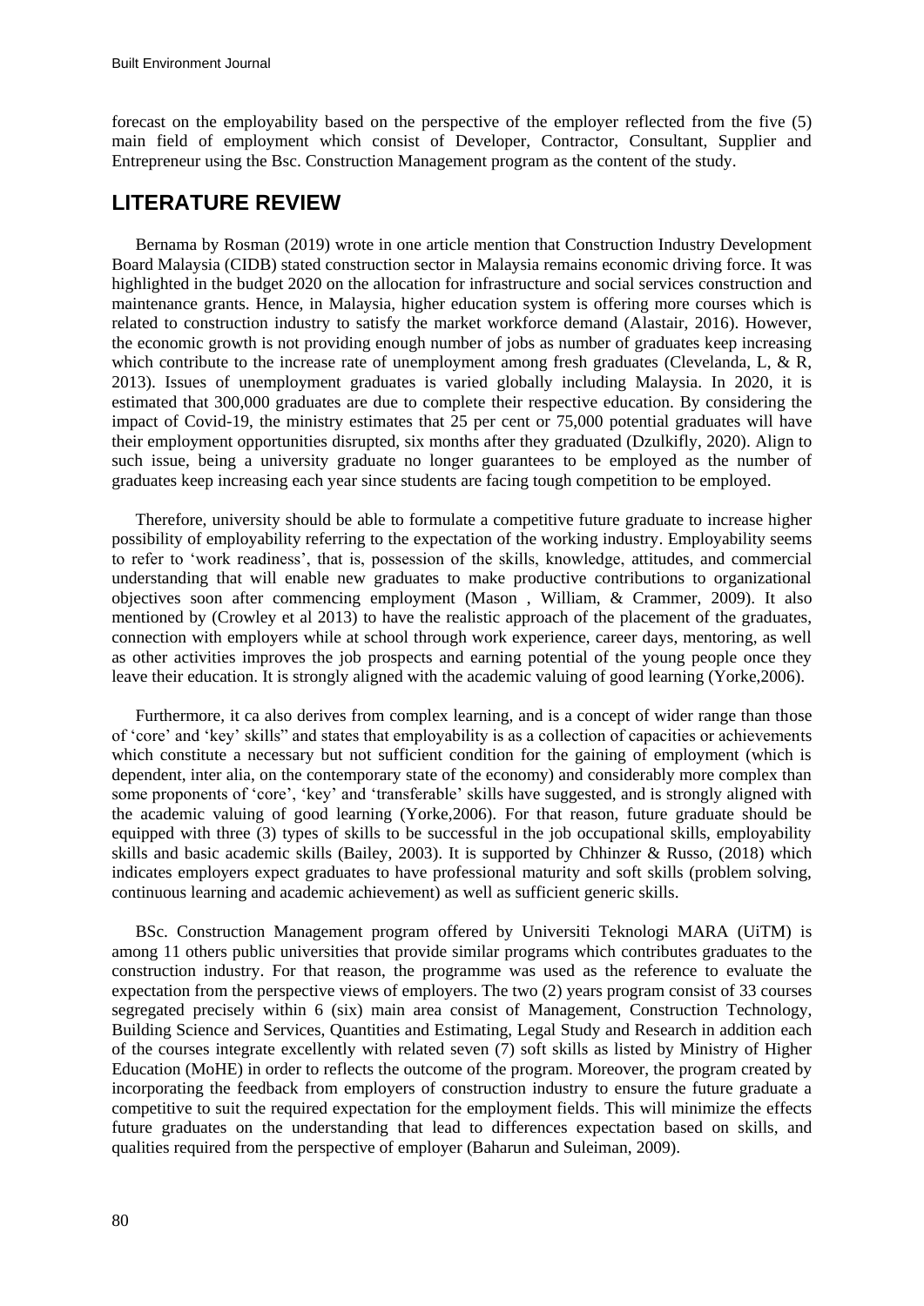forecast on the employability based on the perspective of the employer reflected from the five (5) main field of employment which consist of Developer, Contractor, Consultant, Supplier and Entrepreneur using the Bsc. Construction Management program as the content of the study.

## LITERATURE REVIEW

Bernama by Rosman (2019) wrote in one article mention that Construction Industry Development Board Malaysia (CIDB) stated construction sector in Malaysia remains economic driving force. It was highlighted in the budget 2020 on the allocation for infrastructure and social services construction and maintenance grants. Hence, in Malaysia, higher education system is offering more courses which is related to construction industry to satisfy the market workforce demand (Alastair, 2016). However, the economic growth is not providing enough number of jobs as number of graduates keep increasing which contribute to the increase rate of unemployment among fresh graduates (Clevelanda, L, & R, 2013). Issues of unemployment graduates is varied globally including Malaysia. In 2020, it is estimated that 300,000 graduates are due to complete their respective education. By considering the impact of Covid-19, the ministry estimates that 25 per cent or 75,000 potential graduates will have their employment opportunities disrupted, six months after they graduated (Dzulkifly, 2020). Align to such issue, being a university graduate no longer guarantees to be employed as the number of graduates keep increasing each year since students are facing tough competition to be employed.

Therefore, university should be able to formulate a competitive future graduate to increase higher possibility of employability referring to the expectation of the working industry. Employability seems to refer to 'work readiness', that is, possession of the skills, knowledge, attitudes, and commercial understanding that will enable new graduates to make productive contributions to organizational objectives soon after commencing employment (Mason , William, & Crammer, 2009). It also mentioned by (Crowley et al 2013) to have the realistic approach of the placement of the graduates, connection with employers while at school through work experience, career days, mentoring, as well as other activities improves the job prospects and earning potential of the young people once they leave their education. It is strongly aligned with the academic valuing of good learning (Yorke,2006).

Furthermore, it ca also derives from complex learning, and is a concept of wider range than those of 'core' and 'key' skills" and states that employability is as a collection of capacities or achievements which constitute a necessary but not sufficient condition for the gaining of employment (which is dependent, inter alia, on the contemporary state of the economy) and considerably more complex than some proponents of 'core', 'key' and 'transferable' skills have suggested, and is strongly aligned with the academic valuing of good learning (Yorke,2006). For that reason, future graduate should be equipped with three (3) types of skills to be successful in the job occupational skills, employability skills and basic academic skills (Bailey, 2003). It is supported by Chhinzer & Russo, (2018) which indicates employers expect graduates to have professional maturity and soft skills (problem solving, continuous learning and academic achievement) as well as sufficient generic skills.

BSc. Construction Management program offered by Universiti Teknologi MARA (UiTM) is among 11 others public universities that provide similar programs which contributes graduates to the construction industry. For that reason, the programme was used as the reference to evaluate the expectation from the perspective views of employers. The two (2) years program consist of 33 courses segregated precisely within 6 (six) main area consist of Management, Construction Technology, Building Science and Services, Quantities and Estimating, Legal Study and Research in addition each of the courses integrate excellently with related seven (7) soft skills as listed by Ministry of Higher Education (MoHE) in order to reflects the outcome of the program. Moreover, the program created by incorporating the feedback from employers of construction industry to ensure the future graduate a competitive to suit the required expectation for the employment fields. This will minimize the effects future graduates on the understanding that lead to differences expectation based on skills, and qualities required from the perspective of employer (Baharun and Suleiman, 2009).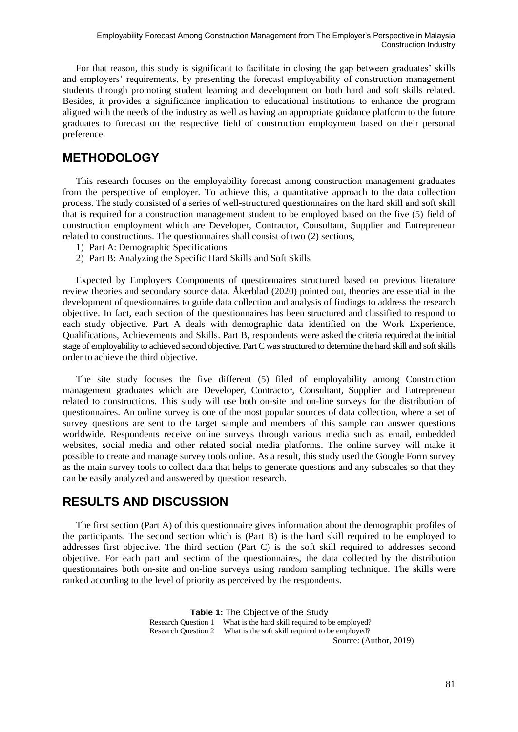For that reason, this study is significant to facilitate in closing the gap between graduates' skills and employers' requirements, by presenting the forecast employability of construction management students through promoting student learning and development on both hard and soft skills related. Besides, it provides a significance implication to educational institutions to enhance the program aligned with the needs of the industry as well as having an appropriate guidance platform to the future graduates to forecast on the respective field of construction employment based on their personal preference.

## METHODOLOGY

This research focuses on the employability forecast among construction management graduates from the perspective of employer. To achieve this, a quantitative approach to the data collection process. The study consisted of a series of well-structured questionnaires on the hard skill and soft skill that is required for a construction management student to be employed based on the five (5) field of construction employment which are Developer, Contractor, Consultant, Supplier and Entrepreneur related to constructions. The questionnaires shall consist of two (2) sections,

1) Part A: Demographic Specifications
2) Part B: Analyzing the Specific Hard Skills and Soft Skills

Expected by Employers Components of questionnaires structured based on previous literature review theories and secondary source data. Åkerblad (2020) pointed out, theories are essential in the development of questionnaires to guide data collection and analysis of findings to address the research objective. In fact, each section of the questionnaires has been structured and classified to respond to each study objective. Part A deals with demographic data identified on the Work Experience, Qualifications, Achievements and Skills. Part B, respondents were asked the criteria required at the initial stage of employability to achieved second objective. Part C was structured to determine the hard skill and soft skills order to achieve the third objective.

The site study focuses the five different (5) filed of employability among Construction management graduates which are Developer, Contractor, Consultant, Supplier and Entrepreneur related to constructions. This study will use both on-site and on-line surveys for the distribution of questionnaires. An online survey is one of the most popular sources of data collection, where a set of survey questions are sent to the target sample and members of this sample can answer questions worldwide. Respondents receive online surveys through various media such as email, embedded websites, social media and other related social media platforms. The online survey will make it possible to create and manage survey tools online. As a result, this study used the Google Form survey as the main survey tools to collect data that helps to generate questions and any subscales so that they can be easily analyzed and answered by question research.

## RESULTS AND DISCUSSION

The first section (Part A) of this questionnaire gives information about the demographic profiles of the participants. The second section which is (Part B) is the hard skill required to be employed to addresses first objective. The third section (Part C) is the soft skill required to addresses second objective. For each part and section of the questionnaires, the data collected by the distribution questionnaires both on-site and on-line surveys using random sampling technique. The skills were ranked according to the level of priority as perceived by the respondents.

**Table 1:** The Objective of the Study

| | |
|---|---|
| Research Question 1 | What is the hard skill required to be employed? |
| Research Question 2 | What is the soft skill required to be employed? |

Source: (Author, 2019)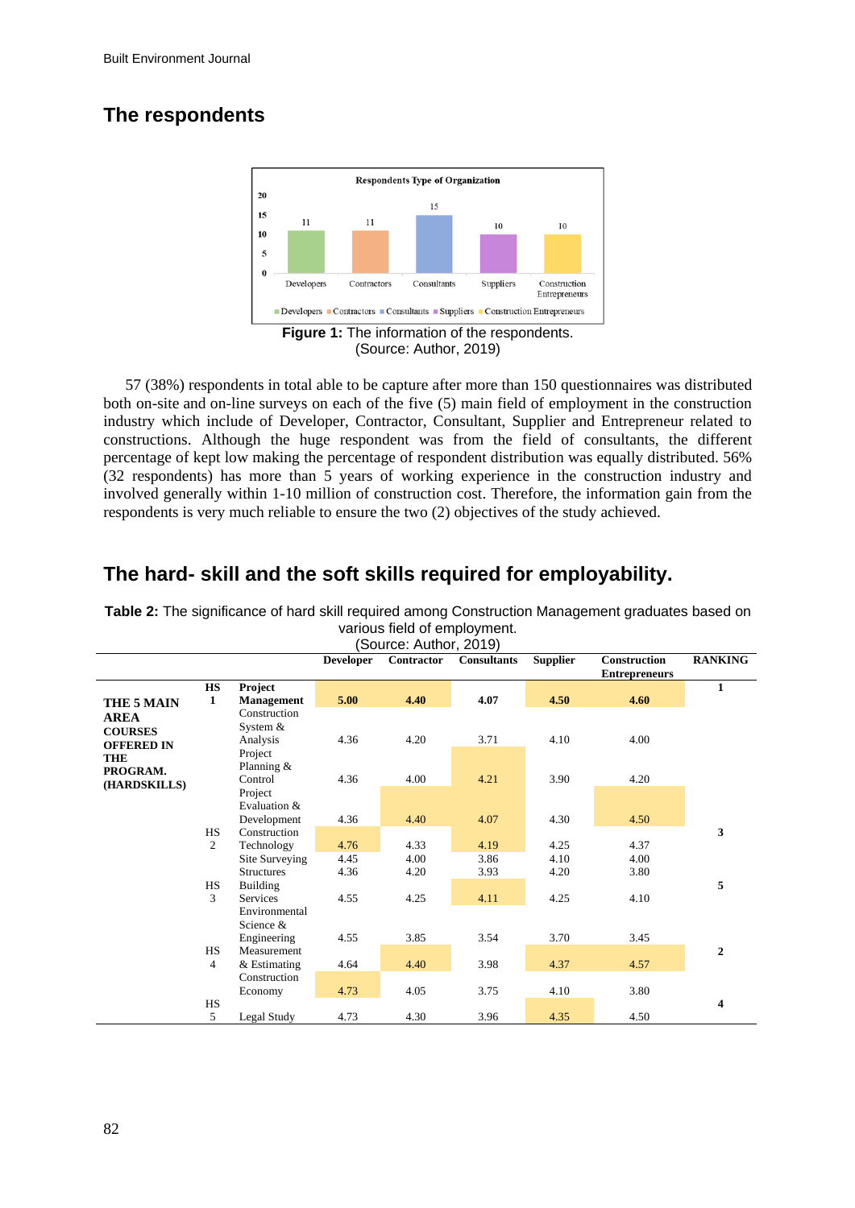## The respondents

**Figure 1:** The information of the respondents.
(Source: Author, 2019)

57 (38%) respondents in total able to be capture after more than 150 questionnaires was distributed both on-site and on-line surveys on each of the five (5) main field of employment in the construction industry which include of Developer, Contractor, Consultant, Supplier and Entrepreneur related to constructions. Although the huge respondent was from the field of consultants, the different percentage of kept low making the percentage of respondent distribution was equally distributed. 56% (32 respondents) has more than 5 years of working experience in the construction industry and involved generally within 1-10 million of construction cost. Therefore, the information gain from the respondents is very much reliable to ensure the two (2) objectives of the study achieved.

## The hard- skill and the soft skills required for employability.

**Table 2:** The significance of hard skill required among Construction Management graduates based on various field of employment.
(Source: Author, 2019)

| | | | Developer | Contractor | Consultants | Supplier | Construction Entrepreneurs | RANKING |
|---|---|---|---|---|---|---|---|---|
| **THE 5 MAIN AREA COURSES OFFERED IN THE PROGRAM. (HARDSKILLS)** | **HS 1** | **Project Management** | **5.00** | **4.40** | **4.07** | **4.50** | **4.60** | **1** |
| | | Construction System & Analysis | 4.36 | 4.20 | 3.71 | 4.10 | 4.00 | |
| | | Project Planning & Control | 4.36 | 4.00 | 4.21 | 3.90 | 4.20 | |
| | | Project Evaluation & Development | 4.36 | 4.40 | 4.07 | 4.30 | 4.50 | |
| | HS 2 | Construction Technology | 4.76 | 4.33 | 4.19 | 4.25 | 4.37 | **3** |
| | | Site Surveying | 4.45 | 4.00 | 3.86 | 4.10 | 4.00 | |
| | | Structures | 4.36 | 4.20 | 3.93 | 4.20 | 3.80 | |
| | HS 3 | Building Services | 4.55 | 4.25 | 4.11 | 4.25 | 4.10 | **5** |
| | | Environmental Science & Engineering | 4.55 | 3.85 | 3.54 | 3.70 | 3.45 | |
| | HS 4 | Measurement & Estimating | 4.64 | 4.40 | 3.98 | 4.37 | 4.57 | **2** |
| | | Construction Economy | 4.73 | 4.05 | 3.75 | 4.10 | 3.80 | |
| | HS 5 | Legal Study | 4.73 | 4.30 | 3.96 | 4.35 | 4.50 | **4** |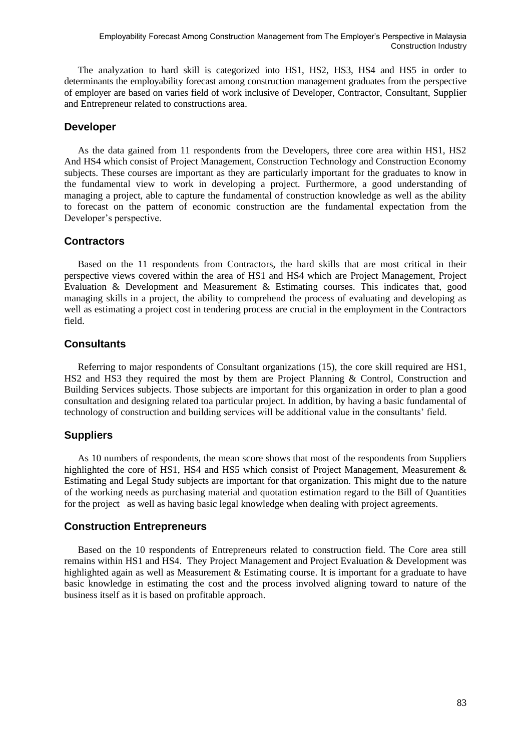The analyzation to hard skill is categorized into HS1, HS2, HS3, HS4 and HS5 in order to determinants the employability forecast among construction management graduates from the perspective of employer are based on varies field of work inclusive of Developer, Contractor, Consultant, Supplier and Entrepreneur related to constructions area.

## Developer

As the data gained from 11 respondents from the Developers, three core area within HS1, HS2 And HS4 which consist of Project Management, Construction Technology and Construction Economy subjects. These courses are important as they are particularly important for the graduates to know in the fundamental view to work in developing a project. Furthermore, a good understanding of managing a project, able to capture the fundamental of construction knowledge as well as the ability to forecast on the pattern of economic construction are the fundamental expectation from the Developer's perspective.

## Contractors

Based on the 11 respondents from Contractors, the hard skills that are most critical in their perspective views covered within the area of HS1 and HS4 which are Project Management, Project Evaluation & Development and Measurement & Estimating courses. This indicates that, good managing skills in a project, the ability to comprehend the process of evaluating and developing as well as estimating a project cost in tendering process are crucial in the employment in the Contractors field.

## Consultants

Referring to major respondents of Consultant organizations (15), the core skill required are HS1, HS2 and HS3 they required the most by them are Project Planning & Control, Construction and Building Services subjects. Those subjects are important for this organization in order to plan a good consultation and designing related toa particular project. In addition, by having a basic fundamental of technology of construction and building services will be additional value in the consultants' field.

## Suppliers

As 10 numbers of respondents, the mean score shows that most of the respondents from Suppliers highlighted the core of HS1, HS4 and HS5 which consist of Project Management, Measurement & Estimating and Legal Study subjects are important for that organization. This might due to the nature of the working needs as purchasing material and quotation estimation regard to the Bill of Quantities for the project as well as having basic legal knowledge when dealing with project agreements.

## Construction Entrepreneurs

Based on the 10 respondents of Entrepreneurs related to construction field. The Core area still remains within HS1 and HS4. They Project Management and Project Evaluation & Development was highlighted again as well as Measurement & Estimating course. It is important for a graduate to have basic knowledge in estimating the cost and the process involved aligning toward to nature of the business itself as it is based on profitable approach.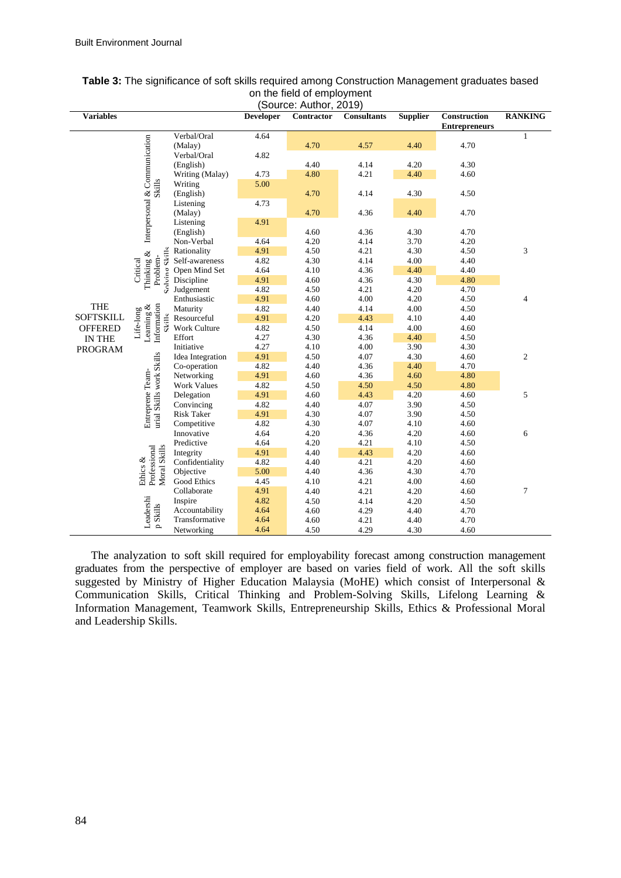**Table 3:** The significance of soft skills required among Construction Management graduates based on the field of employment
(Source: Author, 2019)

| Variables | | | Developer | Contractor | Consultants | Supplier | Construction Entrepreneurs | RANKING |
|---|---|---|---|---|---|---|---|---|
| THE SOFTSKILL OFFERED IN THE PROGRAM | Interpersonal & Communication Skills | Verbal/Oral (Malay) | 4.64 | 4.70 | 4.57 | 4.40 | 4.70 | 1 |
| | | Verbal/Oral (English) | 4.82 | 4.40 | 4.14 | 4.20 | 4.30 | |
| | | Writing (Malay) | 4.73 | 4.80 | 4.21 | 4.40 | 4.60 | |
| | | Writing (English) | 5.00 | 4.70 | 4.14 | 4.30 | 4.50 | |
| | | Listening (Malay) | 4.73 | 4.70 | 4.36 | 4.40 | 4.70 | |
| | | Listening (English) | 4.91 | 4.60 | 4.36 | 4.30 | 4.70 | |
| | | Non-Verbal | 4.64 | 4.20 | 4.14 | 3.70 | 4.20 | |
| | Critical Thinking & Problem-Solving Skills | Rationality | 4.91 | 4.50 | 4.21 | 4.30 | 4.50 | 3 |
| | | Self-awareness | 4.82 | 4.30 | 4.14 | 4.00 | 4.40 | |
| | | Open Mind Set | 4.64 | 4.10 | 4.36 | 4.40 | 4.40 | |
| | | Discipline | 4.91 | 4.60 | 4.36 | 4.30 | 4.80 | |
| | | Judgement | 4.82 | 4.50 | 4.21 | 4.20 | 4.70 | |
| | Life-long Learning & Information Skills | Enthusiastic | 4.91 | 4.60 | 4.00 | 4.20 | 4.50 | 4 |
| | | Maturity | 4.82 | 4.40 | 4.14 | 4.00 | 4.50 | |
| | | Resourceful | 4.91 | 4.20 | 4.43 | 4.10 | 4.40 | |
| | | Work Culture | 4.82 | 4.50 | 4.14 | 4.00 | 4.60 | |
| | | Effort | 4.27 | 4.30 | 4.36 | 4.40 | 4.50 | |
| | | Initiative | 4.27 | 4.10 | 4.00 | 3.90 | 4.30 | |
| | Entreprene Team-urial Skills work Skills | Idea Integration | 4.91 | 4.50 | 4.07 | 4.30 | 4.60 | 2 |
| | | Co-operation | 4.82 | 4.40 | 4.36 | 4.40 | 4.70 | |
| | | Networking | 4.91 | 4.60 | 4.36 | 4.60 | 4.80 | |
| | | Work Values | 4.82 | 4.50 | 4.50 | 4.50 | 4.80 | |
| | | Delegation | 4.91 | 4.60 | 4.43 | 4.20 | 4.60 | 5 |
| | | Convincing | 4.82 | 4.40 | 4.07 | 3.90 | 4.50 | |
| | | Risk Taker | 4.91 | 4.30 | 4.07 | 3.90 | 4.50 | |
| | | Competitive | 4.82 | 4.30 | 4.07 | 4.10 | 4.60 | |
| | | Innovative | 4.64 | 4.20 | 4.36 | 4.20 | 4.60 | 6 |
| | | Predictive | 4.64 | 4.20 | 4.21 | 4.10 | 4.50 | |
| | Ethics & Professional Moral Skills | Integrity | 4.91 | 4.40 | 4.43 | 4.20 | 4.60 | |
| | | Confidentiality | 4.82 | 4.40 | 4.21 | 4.20 | 4.60 | |
| | | Objective | 5.00 | 4.40 | 4.36 | 4.30 | 4.70 | |
| | | Good Ethics | 4.45 | 4.10 | 4.21 | 4.00 | 4.60 | |
| | Leadership Skills | Collaborate | 4.91 | 4.40 | 4.21 | 4.20 | 4.60 | 7 |
| | | Inspire | 4.82 | 4.50 | 4.14 | 4.20 | 4.50 | |
| | | Accountability | 4.64 | 4.60 | 4.29 | 4.40 | 4.70 | |
| | | Transformative | 4.64 | 4.60 | 4.21 | 4.40 | 4.70 | |
| | | Networking | 4.64 | 4.50 | 4.29 | 4.30 | 4.60 | |

The analyzation to soft skill required for employability forecast among construction management graduates from the perspective of employer are based on varies field of work. All the soft skills suggested by Ministry of Higher Education Malaysia (MoHE) which consist of Interpersonal & Communication Skills, Critical Thinking and Problem-Solving Skills, Lifelong Learning & Information Management, Teamwork Skills, Entrepreneurship Skills, Ethics & Professional Moral and Leadership Skills.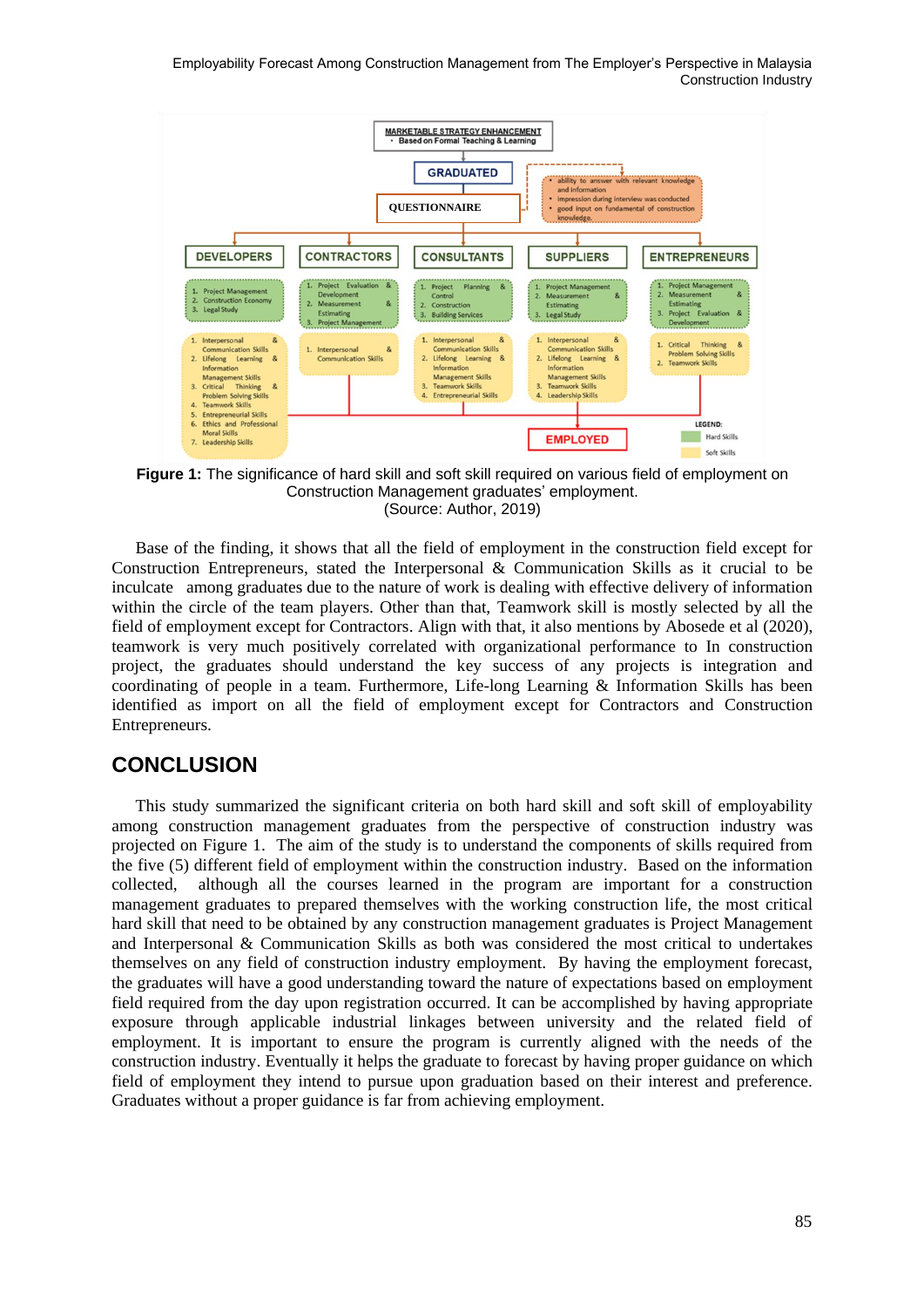**Figure 1:** The significance of hard skill and soft skill required on various field of employment on Construction Management graduates' employment.
(Source: Author, 2019)

Base of the finding, it shows that all the field of employment in the construction field except for Construction Entrepreneurs, stated the Interpersonal & Communication Skills as it crucial to be inculcate among graduates due to the nature of work is dealing with effective delivery of information within the circle of the team players. Other than that, Teamwork skill is mostly selected by all the field of employment except for Contractors. Align with that, it also mentions by Abosede et al (2020), teamwork is very much positively correlated with organizational performance to In construction project, the graduates should understand the key success of any projects is integration and coordinating of people in a team. Furthermore, Life-long Learning & Information Skills has been identified as import on all the field of employment except for Contractors and Construction Entrepreneurs.

## CONCLUSION

This study summarized the significant criteria on both hard skill and soft skill of employability among construction management graduates from the perspective of construction industry was projected on Figure 1. The aim of the study is to understand the components of skills required from the five (5) different field of employment within the construction industry. Based on the information collected, although all the courses learned in the program are important for a construction management graduates to prepared themselves with the working construction life, the most critical hard skill that need to be obtained by any construction management graduates is Project Management and Interpersonal & Communication Skills as both was considered the most critical to undertakes themselves on any field of construction industry employment. By having the employment forecast, the graduates will have a good understanding toward the nature of expectations based on employment field required from the day upon registration occurred. It can be accomplished by having appropriate exposure through applicable industrial linkages between university and the related field of employment. It is important to ensure the program is currently aligned with the needs of the construction industry. Eventually it helps the graduate to forecast by having proper guidance on which field of employment they intend to pursue upon graduation based on their interest and preference. Graduates without a proper guidance is far from achieving employment.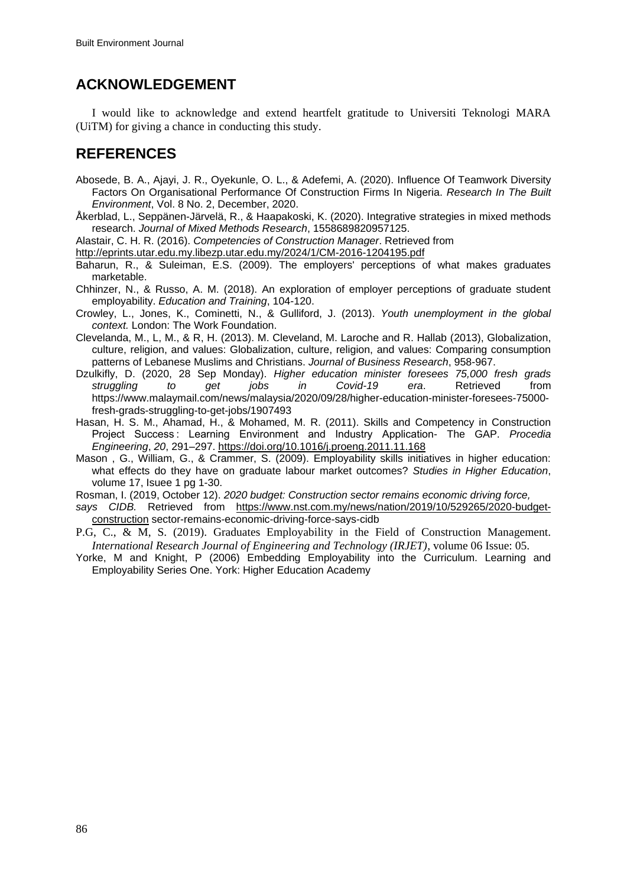## ACKNOWLEDGEMENT

I would like to acknowledge and extend heartfelt gratitude to Universiti Teknologi MARA (UiTM) for giving a chance in conducting this study.

## REFERENCES

Abosede, B. A., Ajayi, J. R., Oyekunle, O. L., & Adefemi, A. (2020). Influence Of Teamwork Diversity Factors On Organisational Performance Of Construction Firms In Nigeria. *Research In The Built Environment*, Vol. 8 No. 2, December, 2020.

Åkerblad, L., Seppänen-Järvelä, R., & Haapakoski, K. (2020). Integrative strategies in mixed methods research. *Journal of Mixed Methods Research*, 1558689820957125.

Alastair, C. H. R. (2016). *Competencies of Construction Manager*. Retrieved from http://eprints.utar.edu.my.libezp.utar.edu.my/2024/1/CM-2016-1204195.pdf

Baharun, R., & Suleiman, E.S. (2009). The employers' perceptions of what makes graduates marketable.

Chhinzer, N., & Russo, A. M. (2018). An exploration of employer perceptions of graduate student employability. *Education and Training*, 104-120.

Crowley, L., Jones, K., Cominetti, N., & Gulliford, J. (2013). *Youth unemployment in the global context.* London: The Work Foundation.

Clevelanda, M., L, M., & R, H. (2013). M. Cleveland, M. Laroche and R. Hallab (2013), Globalization, culture, religion, and values: Globalization, culture, religion, and values: Comparing consumption patterns of Lebanese Muslims and Christians. *Journal of Business Research*, 958-967.

Dzulkifly, D. (2020, 28 Sep Monday). *Higher education minister foresees 75,000 fresh grads struggling to get jobs in Covid-19 era*. Retrieved from https://www.malaymail.com/news/malaysia/2020/09/28/higher-education-minister-foresees-75000-fresh-grads-struggling-to-get-jobs/1907493

Hasan, H. S. M., Ahamad, H., & Mohamed, M. R. (2011). Skills and Competency in Construction Project Success : Learning Environment and Industry Application- The GAP. *Procedia Engineering*, *20*, 291–297. https://doi.org/10.1016/j.proeng.2011.11.168

Mason , G., William, G., & Crammer, S. (2009). Employability skills initiatives in higher education: what effects do they have on graduate labour market outcomes? *Studies in Higher Education*, volume 17, Isuee 1 pg 1-30.

Rosman, I. (2019, October 12). *2020 budget: Construction sector remains economic driving force, says CIDB.* Retrieved from https://www.nst.com.my/news/nation/2019/10/529265/2020-budget-construction sector-remains-economic-driving-force-says-cidb

P.G, C., & M, S. (2019). Graduates Employability in the Field of Construction Management. *International Research Journal of Engineering and Technology (IRJET)*, volume 06 Issue: 05.

Yorke, M and Knight, P (2006) Embedding Employability into the Curriculum. Learning and Employability Series One. York: Higher Education Academy